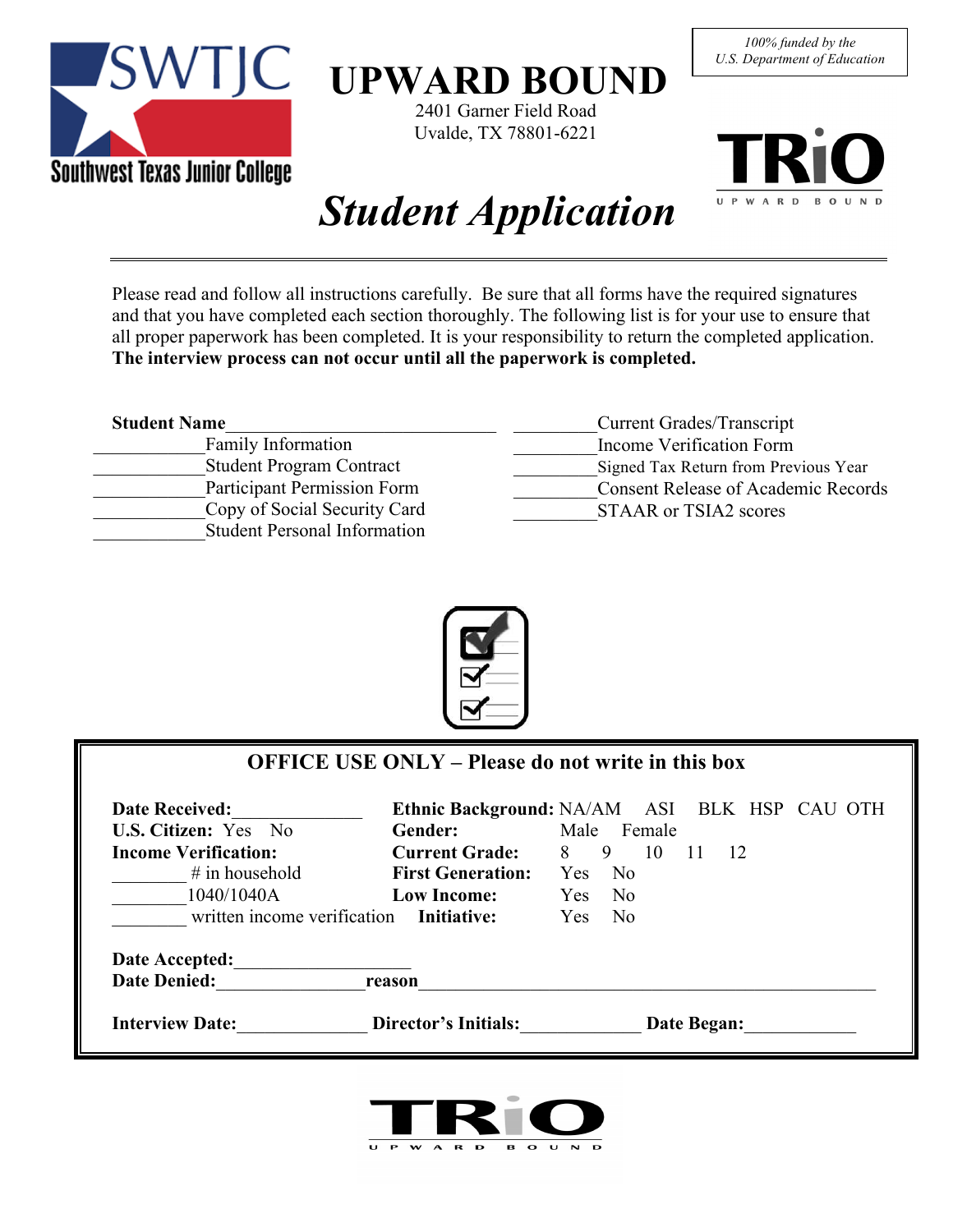SWTJC
Southwest Texas Junior College

# UPWARD BOUND

2401 Garner Field Road
Uvalde, TX 78801-6221

*100% funded by the U.S. Department of Education*

TRiO UPWARD BOUND

## *Student Application*

---

Please read and follow all instructions carefully. Be sure that all forms have the required signatures and that you have completed each section thoroughly. The following list is for your use to ensure that all proper paperwork has been completed. It is your responsibility to return the completed application. **The interview process can not occur until all the paperwork is completed.**

**Student Name**_______________________________

____________Family Information
____________Student Program Contract
____________Participant Permission Form
____________Copy of Social Security Card
____________Student Personal Information

_________Current Grades/Transcript
_________Income Verification Form
_________Signed Tax Return from Previous Year
_________Consent Release of Academic Records
_________STAAR or TSIA2 scores

### OFFICE USE ONLY – Please do not write in this box

**Date Received:**_____________ **Ethnic Background:** NA/AM ASI BLK HSP CAU OTH
**U.S. Citizen:** Yes No **Gender:** Male Female
**Income Verification:** **Current Grade:** 8 9 10 11 12
________ # in household **First Generation:** Yes No
________1040/1040A **Low Income:** Yes No
________ written income verification **Initiative:** Yes No

**Date Accepted:**___________________
**Date Denied:**________________ **reason**__________________________________________________

**Interview Date:**______________ **Director's Initials:**_____________ **Date Began:**____________

TRiO UPWARD BOUND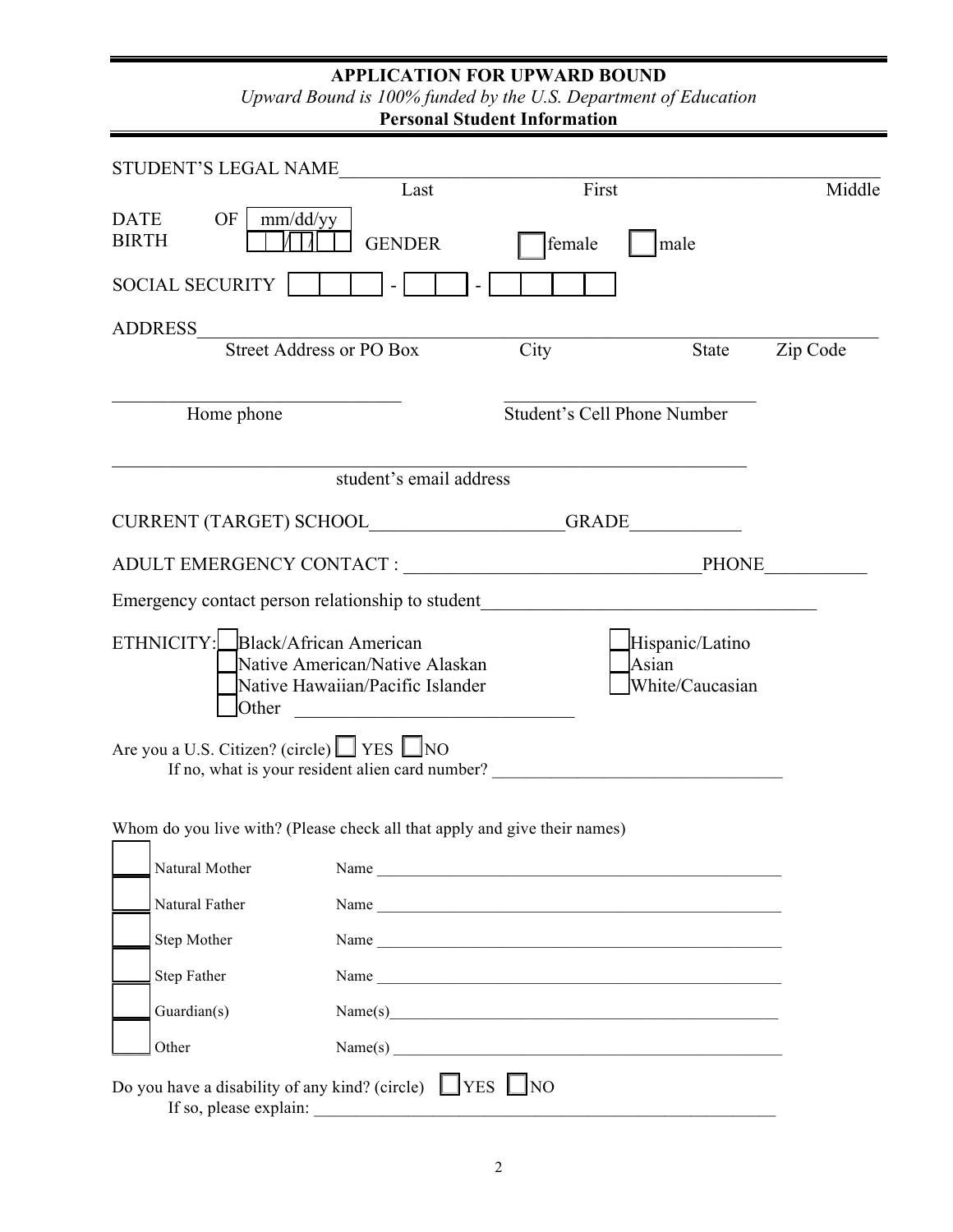**APPLICATION FOR UPWARD BOUND**

*Upward Bound is 100% funded by the U.S. Department of Education*

**Personal Student Information**

STUDENT'S LEGAL NAME\_\_\_\_\_\_\_\_\_\_\_\_\_\_\_\_\_\_\_\_\_\_\_\_\_\_\_\_\_\_\_\_\_\_\_\_\_\_\_\_\_\_\_\_\_\_\_\_\_\_\_\_\_\_

Last First Middle

DATE OF BIRTH mm/dd/yy \_\_\_/\_\_\_/\_\_\_ GENDER ☐ female ☐ male

SOCIAL SECURITY ☐☐☐ - ☐☐ - ☐☐☐☐

ADDRESS\_\_\_\_\_\_\_\_\_\_\_\_\_\_\_\_\_\_\_\_\_\_\_\_\_\_\_\_\_\_\_\_\_\_\_\_\_\_\_\_\_\_\_\_\_\_\_\_\_\_\_\_\_\_\_\_\_\_\_\_\_\_

Street Address or PO Box City State Zip Code

\_\_\_\_\_\_\_\_\_\_\_\_\_\_\_\_\_\_\_\_\_\_\_\_\_\_\_\_ \_\_\_\_\_\_\_\_\_\_\_\_\_\_\_\_\_\_\_\_\_\_\_\_\_\_\_\_

Home phone Student's Cell Phone Number

\_\_\_\_\_\_\_\_\_\_\_\_\_\_\_\_\_\_\_\_\_\_\_\_\_\_\_\_\_\_\_\_\_\_\_\_\_\_\_\_\_\_\_\_\_\_\_\_\_\_\_\_\_\_\_\_\_\_\_\_\_\_

student's email address

CURRENT (TARGET) SCHOOL\_\_\_\_\_\_\_\_\_\_\_\_\_\_\_\_\_\_\_\_GRADE\_\_\_\_\_\_\_\_\_\_\_\_

ADULT EMERGENCY CONTACT : \_\_\_\_\_\_\_\_\_\_\_\_\_\_\_\_\_\_\_\_\_\_\_\_\_\_\_\_\_\_PHONE\_\_\_\_\_\_\_\_\_\_\_

Emergency contact person relationship to student\_\_\_\_\_\_\_\_\_\_\_\_\_\_\_\_\_\_\_\_\_\_\_\_\_\_\_\_\_\_\_\_\_\_

ETHNICITY:
- ☐ Black/African American
- ☐ Native American/Native Alaskan
- ☐ Native Hawaiian/Pacific Islander
- ☐ Other \_\_\_\_\_\_\_\_\_\_\_\_\_\_\_\_\_\_\_\_\_\_\_\_\_\_\_\_
- ☐ Hispanic/Latino
- ☐ Asian
- ☐ White/Caucasian

Are you a U.S. Citizen? (circle) ☐ YES ☐ NO

If no, what is your resident alien card number? \_\_\_\_\_\_\_\_\_\_\_\_\_\_\_\_\_\_\_\_\_\_\_\_\_\_\_\_\_\_\_\_\_

Whom do you live with? (Please check all that apply and give their names)

- ☐ Natural Mother Name \_\_\_\_\_\_\_\_\_\_\_\_\_\_\_\_\_\_\_\_\_\_\_\_\_\_\_\_\_\_\_\_\_\_\_\_\_\_\_\_\_\_\_\_\_\_\_\_
- ☐ Natural Father Name \_\_\_\_\_\_\_\_\_\_\_\_\_\_\_\_\_\_\_\_\_\_\_\_\_\_\_\_\_\_\_\_\_\_\_\_\_\_\_\_\_\_\_\_\_\_\_\_
- ☐ Step Mother Name \_\_\_\_\_\_\_\_\_\_\_\_\_\_\_\_\_\_\_\_\_\_\_\_\_\_\_\_\_\_\_\_\_\_\_\_\_\_\_\_\_\_\_\_\_\_\_\_
- ☐ Step Father Name \_\_\_\_\_\_\_\_\_\_\_\_\_\_\_\_\_\_\_\_\_\_\_\_\_\_\_\_\_\_\_\_\_\_\_\_\_\_\_\_\_\_\_\_\_\_\_\_
- ☐ Guardian(s) Name(s)\_\_\_\_\_\_\_\_\_\_\_\_\_\_\_\_\_\_\_\_\_\_\_\_\_\_\_\_\_\_\_\_\_\_\_\_\_\_\_\_\_\_\_\_\_\_\_
- ☐ Other Name(s) \_\_\_\_\_\_\_\_\_\_\_\_\_\_\_\_\_\_\_\_\_\_\_\_\_\_\_\_\_\_\_\_\_\_\_\_\_\_\_\_\_\_\_\_\_\_\_

Do you have a disability of any kind? (circle) ☐ YES ☐ NO

If so, please explain: \_\_\_\_\_\_\_\_\_\_\_\_\_\_\_\_\_\_\_\_\_\_\_\_\_\_\_\_\_\_\_\_\_\_\_\_\_\_\_\_\_\_\_\_\_\_\_\_\_\_\_\_\_\_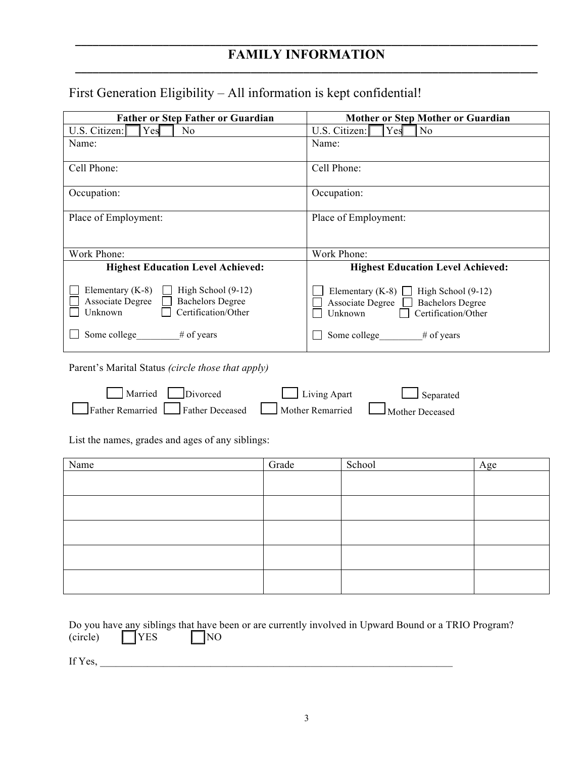# FAMILY INFORMATION

First Generation Eligibility – All information is kept confidential!

| Father or Step Father or Guardian | Mother or Step Mother or Guardian |
|---|---|
| U.S. Citizen: ☐ Yes ☐ No | U.S. Citizen: ☐ Yes ☐ No |
| Name: | Name: |
| Cell Phone: | Cell Phone: |
| Occupation: | Occupation: |
| Place of Employment: | Place of Employment: |
| Work Phone: | Work Phone: |
| **Highest Education Level Achieved:** | **Highest Education Level Achieved:** |
| ☐ Elementary (K-8) ☐ High School (9-12)<br>☐ Associate Degree ☐ Bachelors Degree<br>☐ Unknown ☐ Certification/Other<br><br>☐ Some college_________# of years | ☐ Elementary (K-8) ☐ High School (9-12)<br>☐ Associate Degree ☐ Bachelors Degree<br>☐ Unknown ☐ Certification/Other<br><br>☐ Some college_________# of years |

Parent's Marital Status *(circle those that apply)*

☐ Married ☐ Divorced ☐ Living Apart ☐ Separated
☐ Father Remarried ☐ Father Deceased ☐ Mother Remarried ☐ Mother Deceased

List the names, grades and ages of any siblings:

| Name | Grade | School | Age |
|---|---|---|---|
| | | | |
| | | | |
| | | | |
| | | | |
| | | | |

Do you have any siblings that have been or are currently involved in Upward Bound or a TRIO Program? (circle) ☐ YES ☐ NO

If Yes, ___________________________________________________________________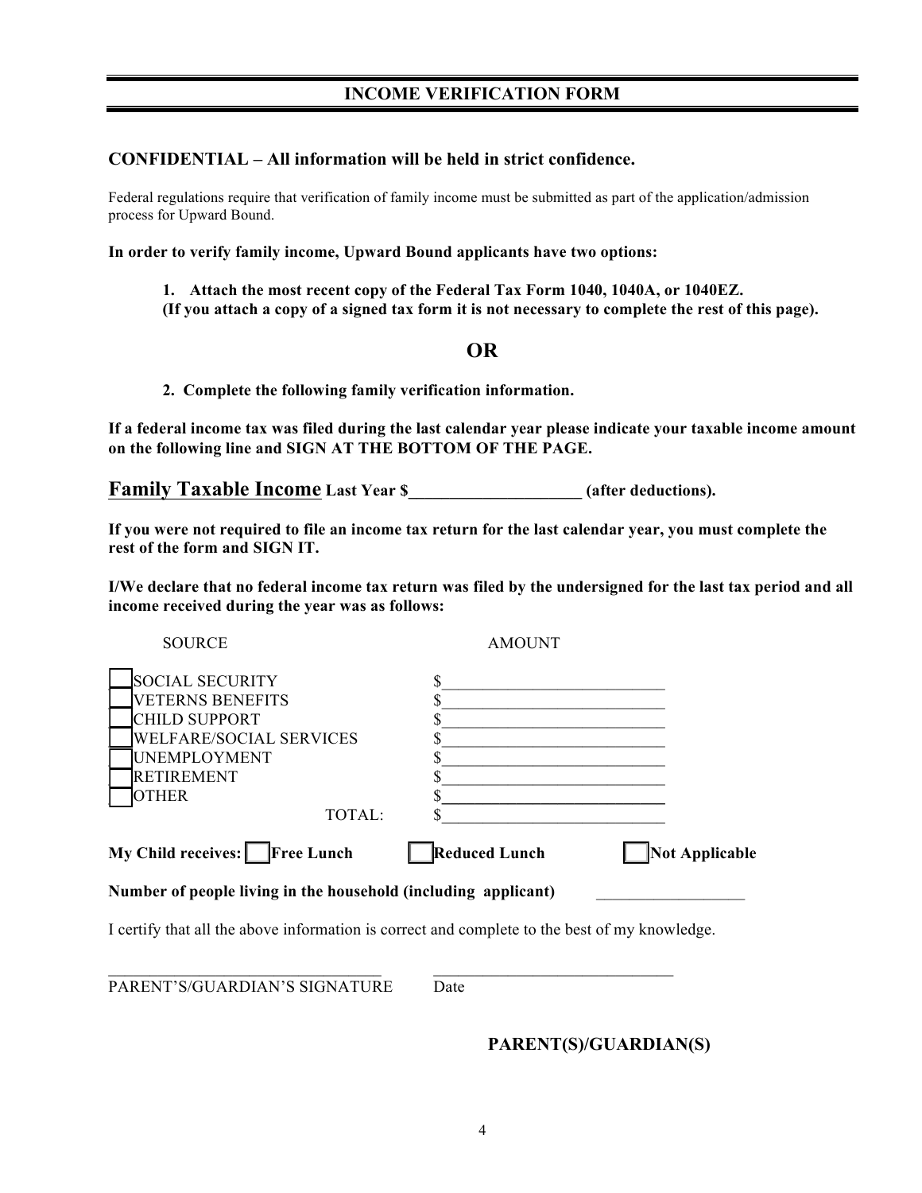## INCOME VERIFICATION FORM

**CONFIDENTIAL – All information will be held in strict confidence.**

Federal regulations require that verification of family income must be submitted as part of the application/admission process for Upward Bound.

**In order to verify family income, Upward Bound applicants have two options:**

1. **Attach the most recent copy of the Federal Tax Form 1040, 1040A, or 1040EZ. (If you attach a copy of a signed tax form it is not necessary to complete the rest of this page).**

**OR**

2. **Complete the following family verification information.**

**If a federal income tax was filed during the last calendar year please indicate your taxable income amount on the following line and SIGN AT THE BOTTOM OF THE PAGE.**

**Family Taxable Income Last Year $____________________ (after deductions).**

**If you were not required to file an income tax return for the last calendar year, you must complete the rest of the form and SIGN IT.**

**I/We declare that no federal income tax return was filed by the undersigned for the last tax period and all income received during the year was as follows:**

| SOURCE | AMOUNT |
|---|---|
| ☐ SOCIAL SECURITY | $____________________________ |
| ☐ VETERNS BENEFITS | $____________________________ |
| ☐ CHILD SUPPORT | $____________________________ |
| ☐ WELFARE/SOCIAL SERVICES | $____________________________ |
| ☐ UNEMPLOYMENT | $____________________________ |
| ☐ RETIREMENT | $____________________________ |
| ☐ OTHER | $____________________________ |
| TOTAL: | $____________________________ |

**My Child receives:** ☐ **Free Lunch** ☐ **Reduced Lunch** ☐ **Not Applicable**

**Number of people living in the household (including applicant)** __________________

I certify that all the above information is correct and complete to the best of my knowledge.

_______________________________ _______________________________

PARENT'S/GUARDIAN'S SIGNATURE Date

**PARENT(S)/GUARDIAN(S)**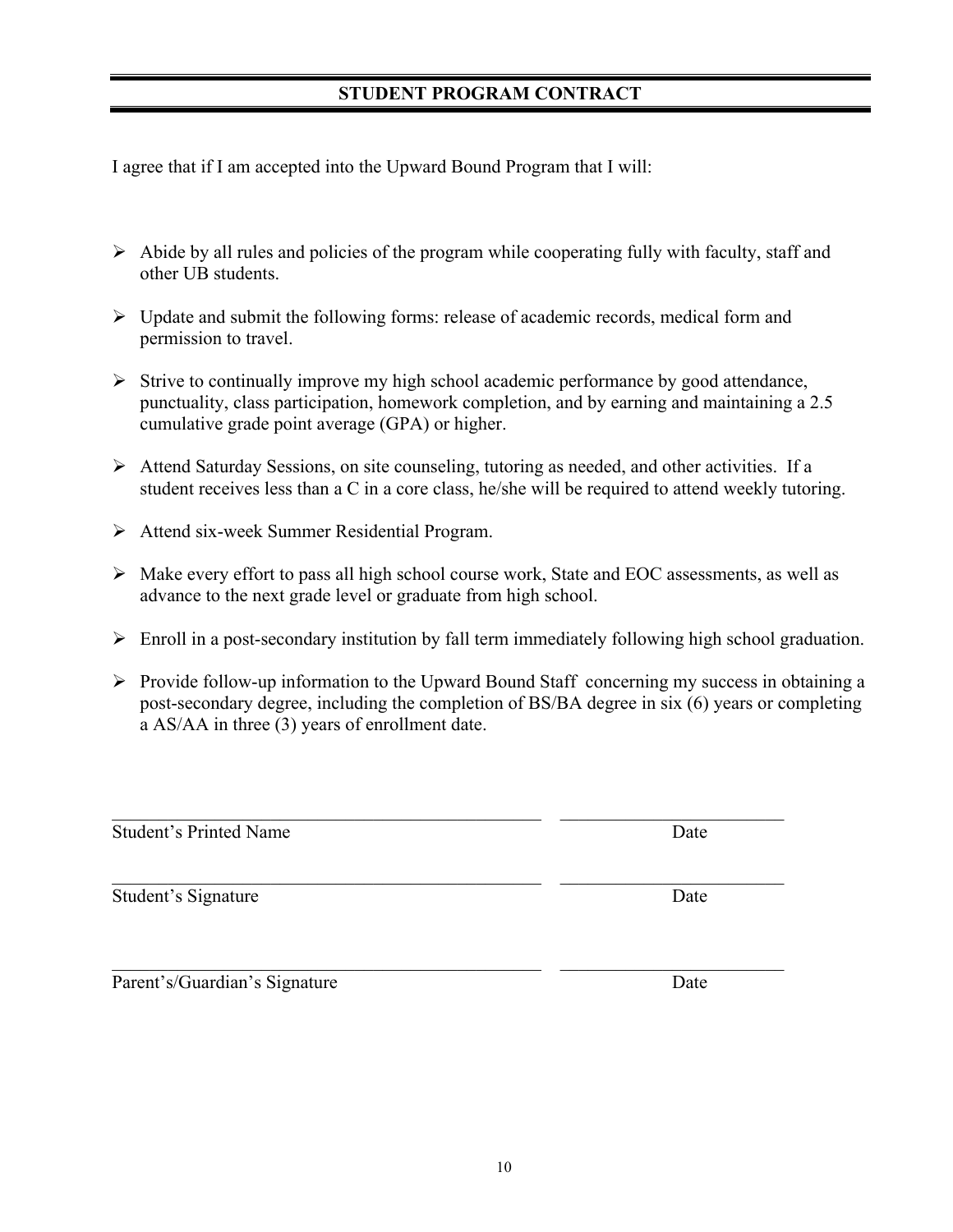## STUDENT PROGRAM CONTRACT

I agree that if I am accepted into the Upward Bound Program that I will:

- Abide by all rules and policies of the program while cooperating fully with faculty, staff and other UB students.
- Update and submit the following forms: release of academic records, medical form and permission to travel.
- Strive to continually improve my high school academic performance by good attendance, punctuality, class participation, homework completion, and by earning and maintaining a 2.5 cumulative grade point average (GPA) or higher.
- Attend Saturday Sessions, on site counseling, tutoring as needed, and other activities. If a student receives less than a C in a core class, he/she will be required to attend weekly tutoring.
- Attend six-week Summer Residential Program.
- Make every effort to pass all high school course work, State and EOC assessments, as well as advance to the next grade level or graduate from high school.
- Enroll in a post-secondary institution by fall term immediately following high school graduation.
- Provide follow-up information to the Upward Bound Staff concerning my success in obtaining a post-secondary degree, including the completion of BS/BA degree in six (6) years or completing a AS/AA in three (3) years of enrollment date.

\_\_\_\_\_\_\_\_\_\_\_\_\_\_\_\_\_\_\_\_\_\_\_\_\_\_\_\_\_\_\_\_\_\_\_\_\_\_\_\_ \_\_\_\_\_\_\_\_\_\_\_\_\_\_\_\_\_\_\_\_

Student's Printed Name Date

\_\_\_\_\_\_\_\_\_\_\_\_\_\_\_\_\_\_\_\_\_\_\_\_\_\_\_\_\_\_\_\_\_\_\_\_\_\_\_\_ \_\_\_\_\_\_\_\_\_\_\_\_\_\_\_\_\_\_\_\_

Student's Signature Date

\_\_\_\_\_\_\_\_\_\_\_\_\_\_\_\_\_\_\_\_\_\_\_\_\_\_\_\_\_\_\_\_\_\_\_\_\_\_\_\_ \_\_\_\_\_\_\_\_\_\_\_\_\_\_\_\_\_\_\_\_

Parent's/Guardian's Signature Date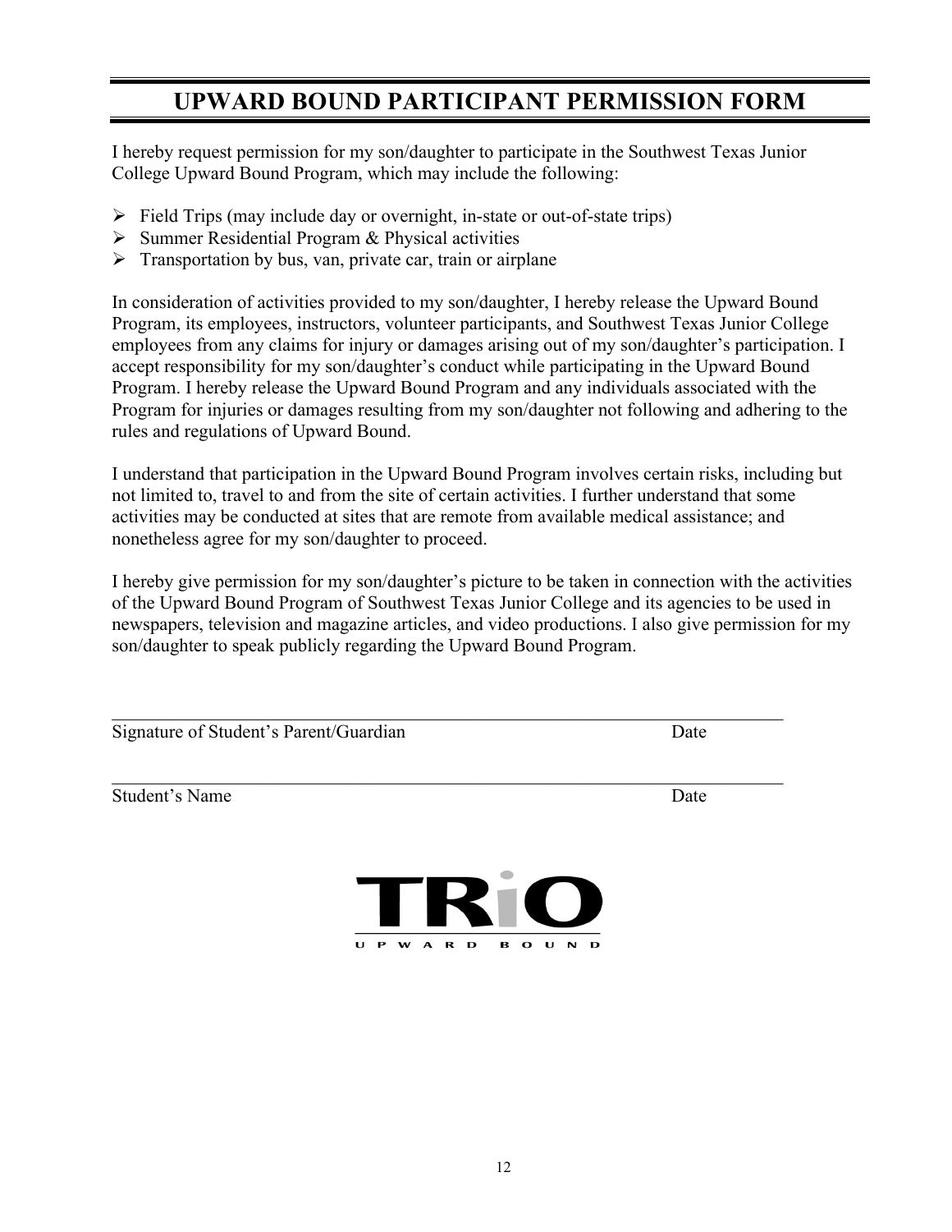# UPWARD BOUND PARTICIPANT PERMISSION FORM

I hereby request permission for my son/daughter to participate in the Southwest Texas Junior College Upward Bound Program, which may include the following:

- Field Trips (may include day or overnight, in-state or out-of-state trips)
- Summer Residential Program & Physical activities
- Transportation by bus, van, private car, train or airplane

In consideration of activities provided to my son/daughter, I hereby release the Upward Bound Program, its employees, instructors, volunteer participants, and Southwest Texas Junior College employees from any claims for injury or damages arising out of my son/daughter's participation. I accept responsibility for my son/daughter's conduct while participating in the Upward Bound Program. I hereby release the Upward Bound Program and any individuals associated with the Program for injuries or damages resulting from my son/daughter not following and adhering to the rules and regulations of Upward Bound.

I understand that participation in the Upward Bound Program involves certain risks, including but not limited to, travel to and from the site of certain activities. I further understand that some activities may be conducted at sites that are remote from available medical assistance; and nonetheless agree for my son/daughter to proceed.

I hereby give permission for my son/daughter's picture to be taken in connection with the activities of the Upward Bound Program of Southwest Texas Junior College and its agencies to be used in newspapers, television and magazine articles, and video productions. I also give permission for my son/daughter to speak publicly regarding the Upward Bound Program.

\_\_\_\_\_\_\_\_\_\_\_\_\_\_\_\_\_\_\_\_\_\_\_\_\_\_\_\_\_\_\_\_\_\_\_\_\_\_\_\_\_\_\_\_\_\_\_\_\_\_\_\_\_\_\_\_\_\_\_\_\_\_\_\_

Signature of Student's Parent/Guardian                    Date

\_\_\_\_\_\_\_\_\_\_\_\_\_\_\_\_\_\_\_\_\_\_\_\_\_\_\_\_\_\_\_\_\_\_\_\_\_\_\_\_\_\_\_\_\_\_\_\_\_\_\_\_\_\_\_\_\_\_\_\_\_\_\_\_

Student's Name                    Date

TRiO
UPWARD BOUND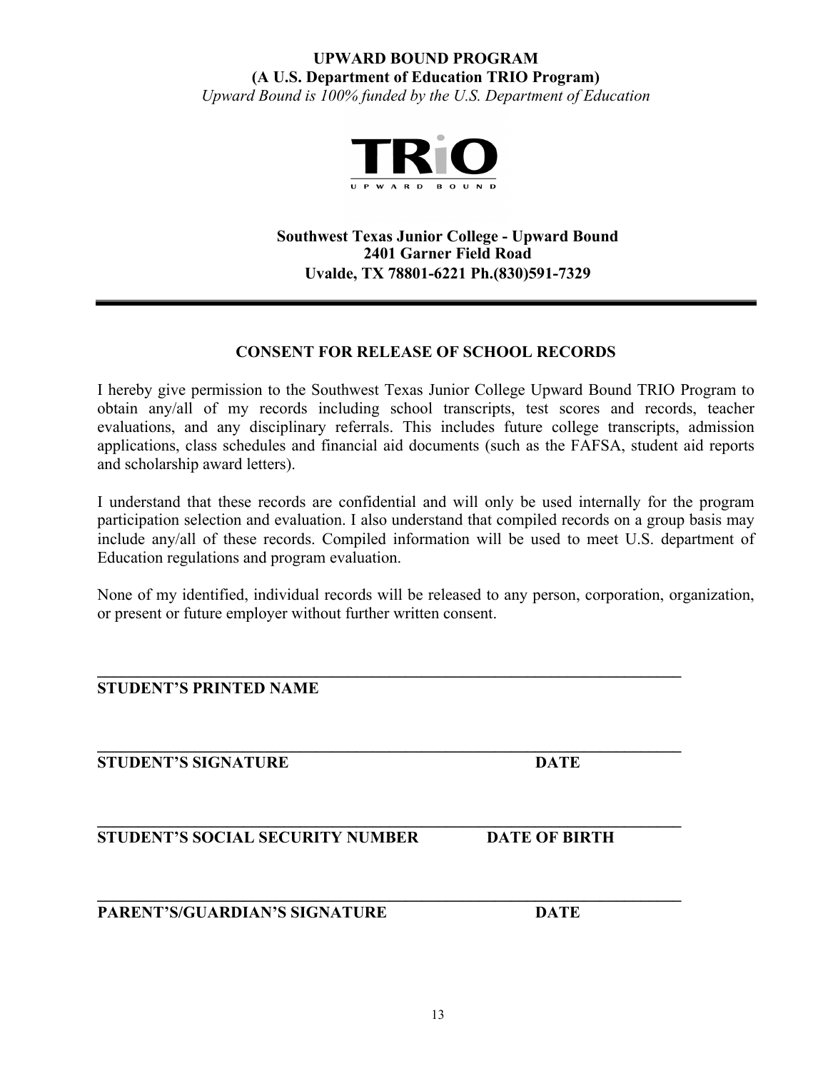**UPWARD BOUND PROGRAM**
**(A U.S. Department of Education TRIO Program)**
*Upward Bound is 100% funded by the U.S. Department of Education*

**Southwest Texas Junior College - Upward Bound**
**2401 Garner Field Road**
**Uvalde, TX 78801-6221 Ph.(830)591-7329**

---

## CONSENT FOR RELEASE OF SCHOOL RECORDS

I hereby give permission to the Southwest Texas Junior College Upward Bound TRIO Program to obtain any/all of my records including school transcripts, test scores and records, teacher evaluations, and any disciplinary referrals. This includes future college transcripts, admission applications, class schedules and financial aid documents (such as the FAFSA, student aid reports and scholarship award letters).

I understand that these records are confidential and will only be used internally for the program participation selection and evaluation. I also understand that compiled records on a group basis may include any/all of these records. Compiled information will be used to meet U.S. department of Education regulations and program evaluation.

None of my identified, individual records will be released to any person, corporation, organization, or present or future employer without further written consent.

______________________________________________________________
**STUDENT'S PRINTED NAME**

______________________________________________________________
**STUDENT'S SIGNATURE** **DATE**

______________________________________________________________
**STUDENT'S SOCIAL SECURITY NUMBER** **DATE OF BIRTH**

______________________________________________________________
**PARENT'S/GUARDIAN'S SIGNATURE** **DATE**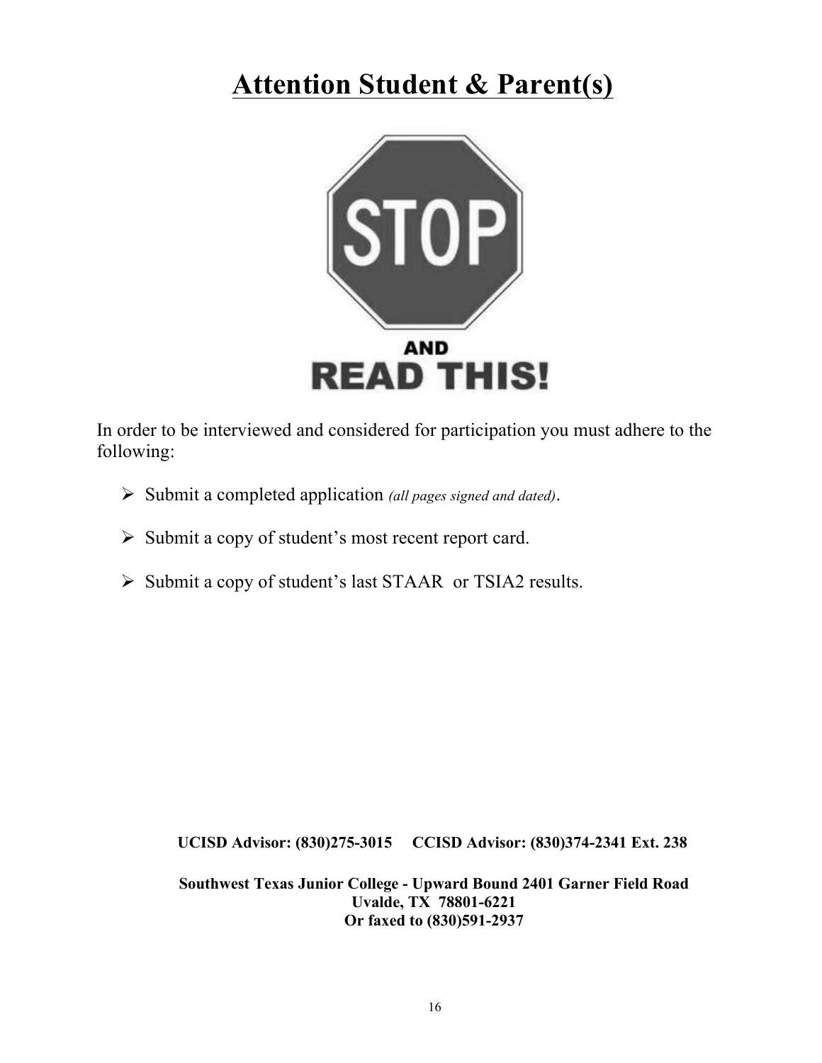# Attention Student & Parent(s)

**AND**

**READ THIS!**

In order to be interviewed and considered for participation you must adhere to the following:

- Submit a completed application *(all pages signed and dated)*.
- Submit a copy of student's most recent report card.
- Submit a copy of student's last STAAR or TSIA2 results.

**UCISD Advisor: (830)275-3015     CCISD Advisor: (830)374-2341 Ext. 238**

**Southwest Texas Junior College - Upward Bound 2401 Garner Field Road**
**Uvalde, TX 78801-6221**
**Or faxed to (830)591-2937**